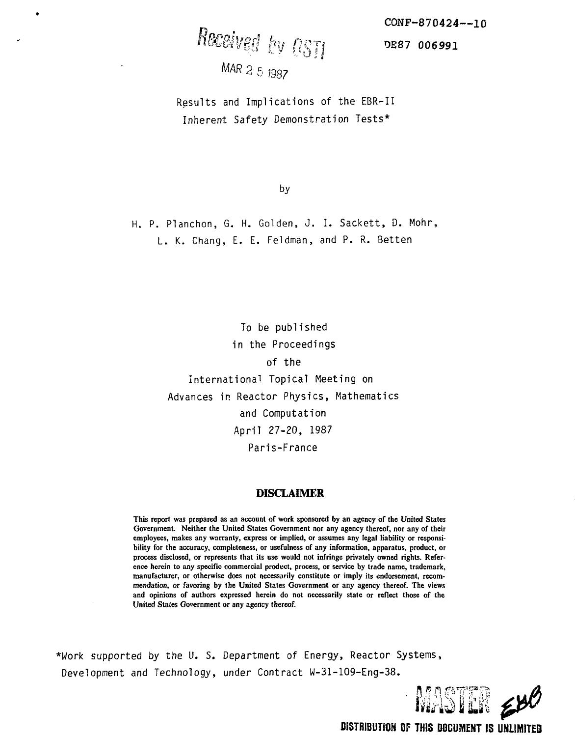CONF-870424--10

Received by OSTI

DE87 006991

MAR 2 5 1987

# Results and Implications of the EBR-II Inherent Safety Demonstration Tests*

by

H. P. Planchon, G. H. Golden, J. I. Sackett, D. Mohr, L. K. Chang, E. E. Feldman, and P. R. Betten

To be published
in the Proceedings
of the
International Topical Meeting on
Advances in Reactor Physics, Mathematics
and Computation
April 27-20, 1987
Paris-France

## DISCLAIMER

This report was prepared as an account of work sponsored by an agency of the United States Government. Neither the United States Government nor any agency thereof, nor any of their employees, makes any warranty, express or implied, or assumes any legal liability or responsibility for the accuracy, completeness, or usefulness of any information, apparatus, product, or process disclosed, or represents that its use would not infringe privately owned rights. Reference herein to any specific commercial product, process, or service by trade name, trademark, manufacturer, or otherwise does not necessarily constitute or imply its endorsement, recommendation, or favoring by the United States Government or any agency thereof. The views and opinions of authors expressed herein do not necessarily state or reflect those of the United States Government or any agency thereof.

*Work supported by the U. S. Department of Energy, Reactor Systems, Development and Technology, under Contract W-31-109-Eng-38.

MASTER

DISTRIBUTION OF THIS DOCUMENT IS UNLIMITED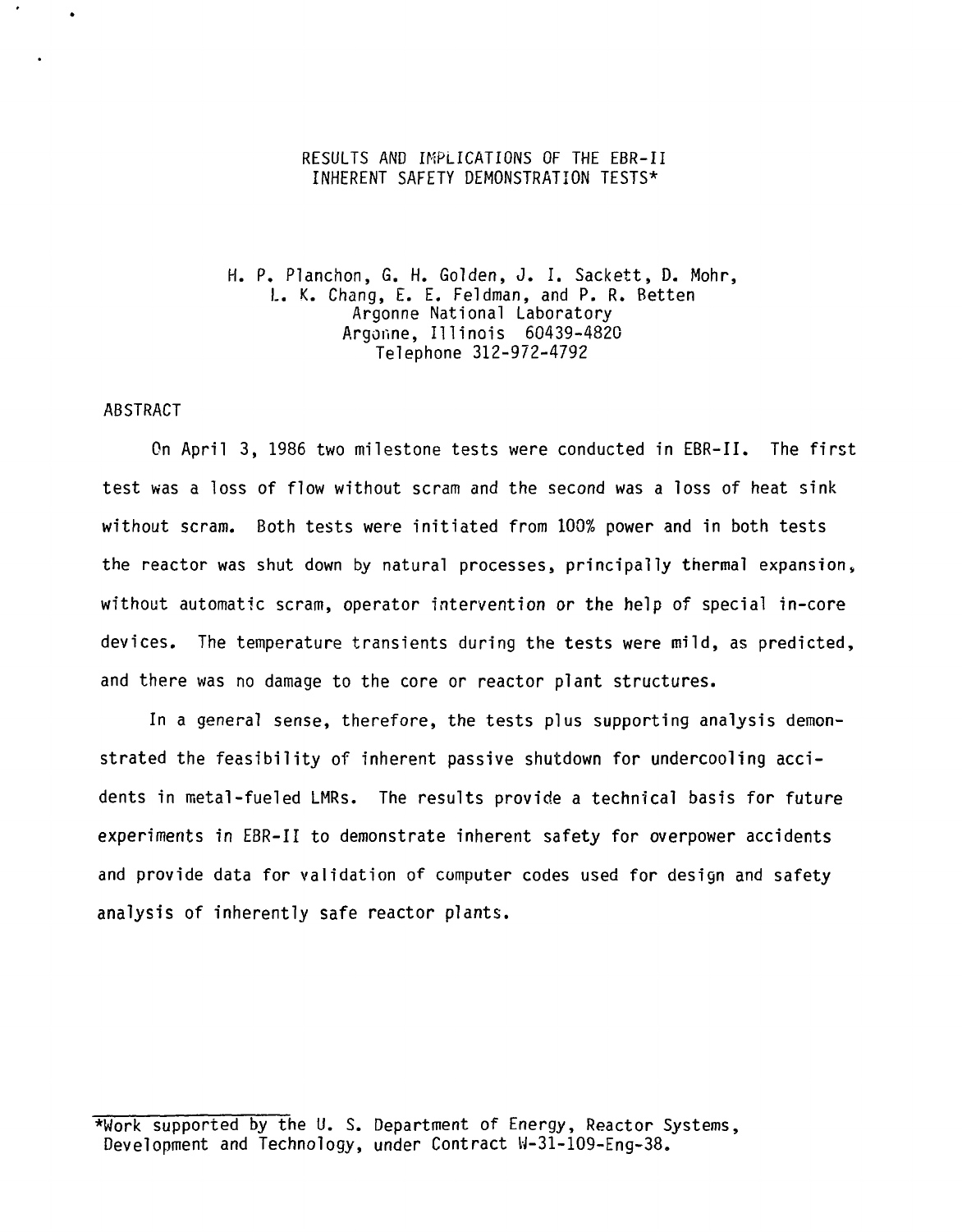# RESULTS AND IMPLICATIONS OF THE EBR-II INHERENT SAFETY DEMONSTRATION TESTS*

H. P. Planchon, G. H. Golden, J. I. Sackett, D. Mohr, L. K. Chang, E. E. Feldman, and P. R. Betten
Argonne National Laboratory
Argonne, Illinois 60439-4820
Telephone 312-972-4792

## ABSTRACT

On April 3, 1986 two milestone tests were conducted in EBR-II. The first test was a loss of flow without scram and the second was a loss of heat sink without scram. Both tests were initiated from 100% power and in both tests the reactor was shut down by natural processes, principally thermal expansion, without automatic scram, operator intervention or the help of special in-core devices. The temperature transients during the tests were mild, as predicted, and there was no damage to the core or reactor plant structures.

In a general sense, therefore, the tests plus supporting analysis demonstrated the feasibility of inherent passive shutdown for undercooling accidents in metal-fueled LMRs. The results provide a technical basis for future experiments in EBR-II to demonstrate inherent safety for overpower accidents and provide data for validation of computer codes used for design and safety analysis of inherently safe reactor plants.

*Work supported by the U. S. Department of Energy, Reactor Systems, Development and Technology, under Contract W-31-109-Eng-38.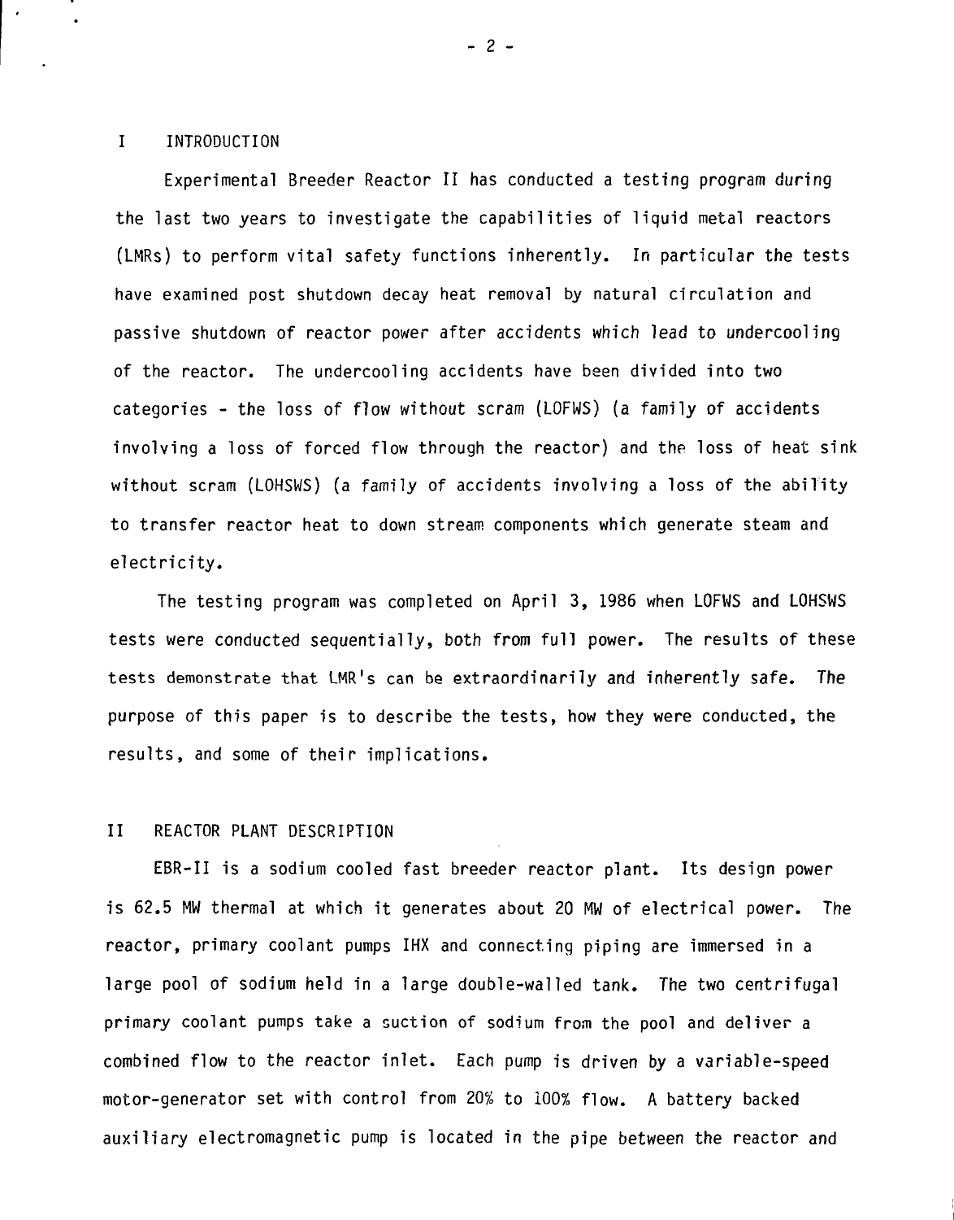## I INTRODUCTION

Experimental Breeder Reactor II has conducted a testing program during the last two years to investigate the capabilities of liquid metal reactors (LMRs) to perform vital safety functions inherently. In particular the tests have examined post shutdown decay heat removal by natural circulation and passive shutdown of reactor power after accidents which lead to undercooling of the reactor. The undercooling accidents have been divided into two categories - the loss of flow without scram (LOFWS) (a family of accidents involving a loss of forced flow through the reactor) and the loss of heat sink without scram (LOHSWS) (a family of accidents involving a loss of the ability to transfer reactor heat to down stream components which generate steam and electricity.

The testing program was completed on April 3, 1986 when LOFWS and LOHSWS tests were conducted sequentially, both from full power. The results of these tests demonstrate that LMR's can be extraordinarily and inherently safe. The purpose of this paper is to describe the tests, how they were conducted, the results, and some of their implications.

## II REACTOR PLANT DESCRIPTION

EBR-II is a sodium cooled fast breeder reactor plant. Its design power is 62.5 MW thermal at which it generates about 20 MW of electrical power. The reactor, primary coolant pumps IHX and connecting piping are immersed in a large pool of sodium held in a large double-walled tank. The two centrifugal primary coolant pumps take a suction of sodium from the pool and deliver a combined flow to the reactor inlet. Each pump is driven by a variable-speed motor-generator set with control from 20% to 100% flow. A battery backed auxiliary electromagnetic pump is located in the pipe between the reactor and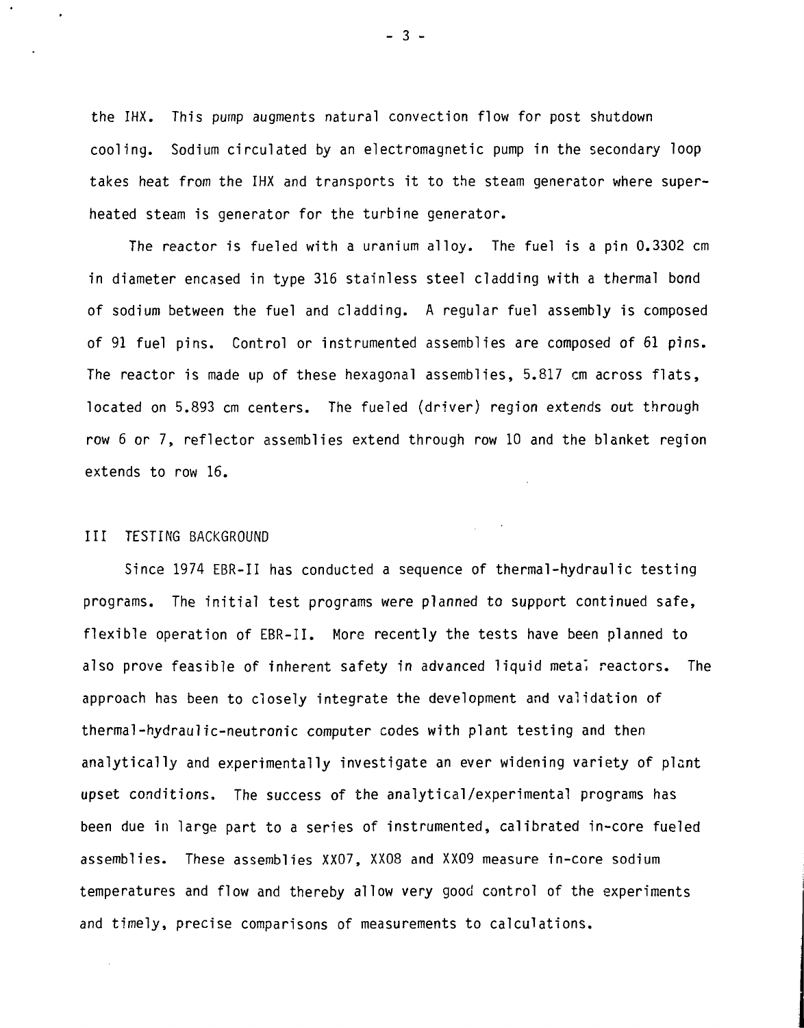the IHX. This pump augments natural convection flow for post shutdown cooling. Sodium circulated by an electromagnetic pump in the secondary loop takes heat from the IHX and transports it to the steam generator where superheated steam is generator for the turbine generator.

The reactor is fueled with a uranium alloy. The fuel is a pin 0.3302 cm in diameter encased in type 316 stainless steel cladding with a thermal bond of sodium between the fuel and cladding. A regular fuel assembly is composed of 91 fuel pins. Control or instrumented assemblies are composed of 61 pins. The reactor is made up of these hexagonal assemblies, 5.817 cm across flats, located on 5.893 cm centers. The fueled (driver) region extends out through row 6 or 7, reflector assemblies extend through row 10 and the blanket region extends to row 16.

## III TESTING BACKGROUND

Since 1974 EBR-II has conducted a sequence of thermal-hydraulic testing programs. The initial test programs were planned to support continued safe, flexible operation of EBR-II. More recently the tests have been planned to also prove feasible of inherent safety in advanced liquid metal reactors. The approach has been to closely integrate the development and validation of thermal-hydraulic-neutronic computer codes with plant testing and then analytically and experimentally investigate an ever widening variety of plant upset conditions. The success of the analytical/experimental programs has been due in large part to a series of instrumented, calibrated in-core fueled assemblies. These assemblies XX07, XX08 and XX09 measure in-core sodium temperatures and flow and thereby allow very good control of the experiments and timely, precise comparisons of measurements to calculations.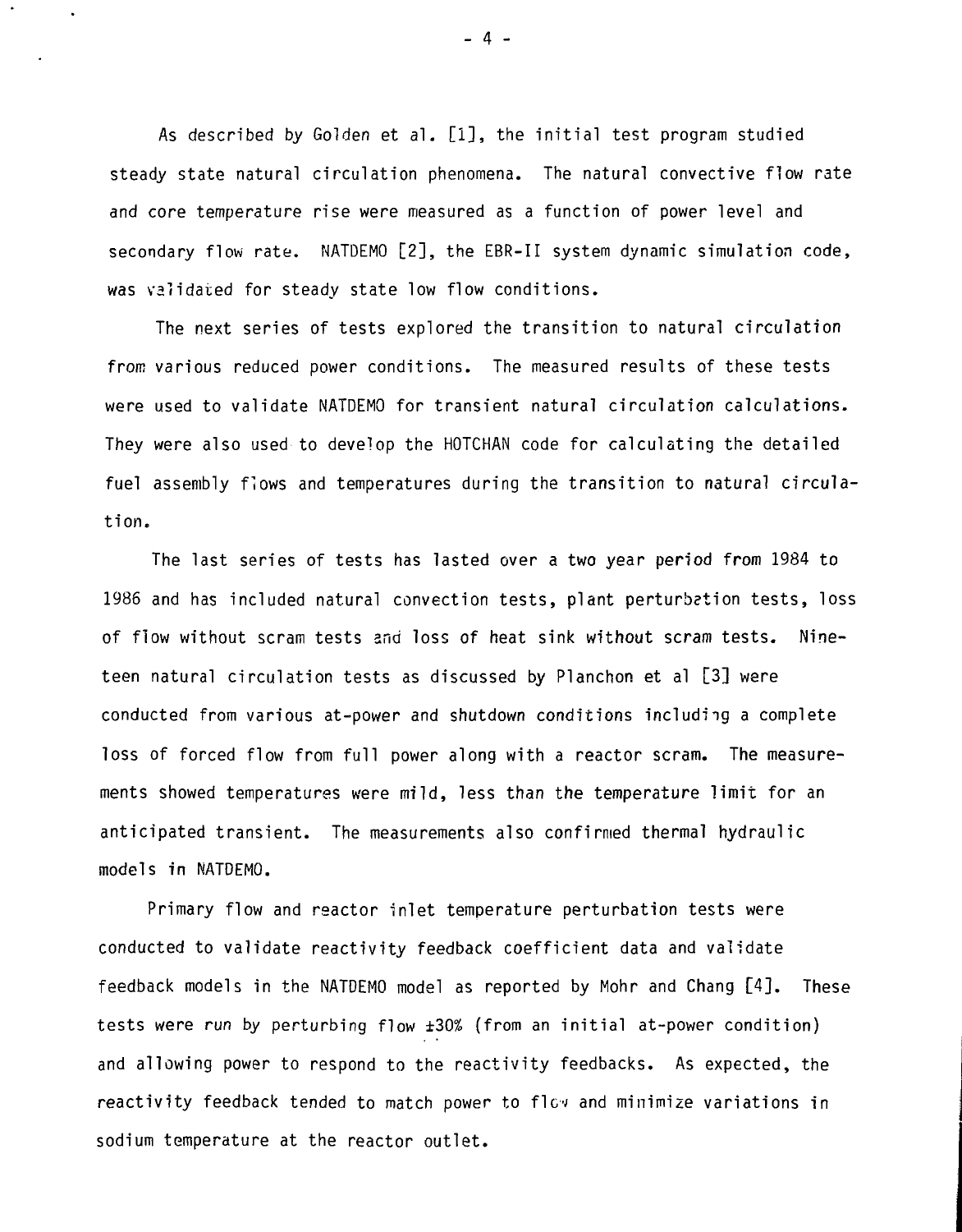As described by Golden et al. [1], the initial test program studied steady state natural circulation phenomena. The natural convective flow rate and core temperature rise were measured as a function of power level and secondary flow rate. NATDEMO [2], the EBR-II system dynamic simulation code, was validated for steady state low flow conditions.

The next series of tests explored the transition to natural circulation from various reduced power conditions. The measured results of these tests were used to validate NATDEMO for transient natural circulation calculations. They were also used to develop the HOTCHAN code for calculating the detailed fuel assembly flows and temperatures during the transition to natural circulation.

The last series of tests has lasted over a two year period from 1984 to 1986 and has included natural convection tests, plant perturbation tests, loss of flow without scram tests and loss of heat sink without scram tests. Nineteen natural circulation tests as discussed by Planchon et al [3] were conducted from various at-power and shutdown conditions including a complete loss of forced flow from full power along with a reactor scram. The measurements showed temperatures were mild, less than the temperature limit for an anticipated transient. The measurements also confirmed thermal hydraulic models in NATDEMO.

Primary flow and reactor inlet temperature perturbation tests were conducted to validate reactivity feedback coefficient data and validate feedback models in the NATDEMO model as reported by Mohr and Chang [4]. These tests were run by perturbing flow ±30% (from an initial at-power condition) and allowing power to respond to the reactivity feedbacks. As expected, the reactivity feedback tended to match power to flow and minimize variations in sodium temperature at the reactor outlet.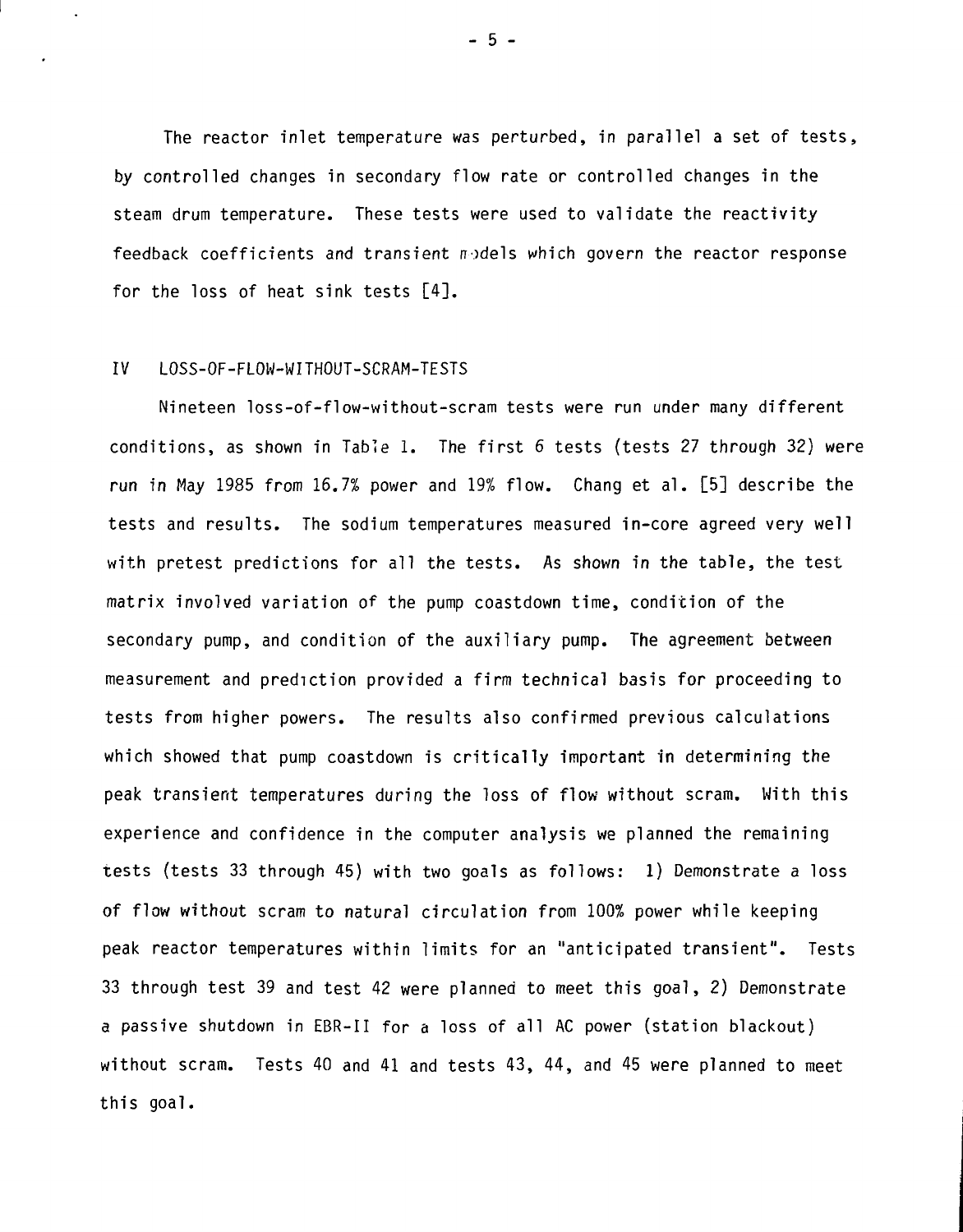The reactor inlet temperature was perturbed, in parallel a set of tests, by controlled changes in secondary flow rate or controlled changes in the steam drum temperature. These tests were used to validate the reactivity feedback coefficients and transient models which govern the reactor response for the loss of heat sink tests [4].

## IV LOSS-OF-FLOW-WITHOUT-SCRAM-TESTS

Nineteen loss-of-flow-without-scram tests were run under many different conditions, as shown in Table 1. The first 6 tests (tests 27 through 32) were run in May 1985 from 16.7% power and 19% flow. Chang et al. [5] describe the tests and results. The sodium temperatures measured in-core agreed very well with pretest predictions for all the tests. As shown in the table, the test matrix involved variation of the pump coastdown time, condition of the secondary pump, and condition of the auxiliary pump. The agreement between measurement and prediction provided a firm technical basis for proceeding to tests from higher powers. The results also confirmed previous calculations which showed that pump coastdown is critically important in determining the peak transient temperatures during the loss of flow without scram. With this experience and confidence in the computer analysis we planned the remaining tests (tests 33 through 45) with two goals as follows: 1) Demonstrate a loss of flow without scram to natural circulation from 100% power while keeping peak reactor temperatures within limits for an "anticipated transient". Tests 33 through test 39 and test 42 were planned to meet this goal, 2) Demonstrate a passive shutdown in EBR-II for a loss of all AC power (station blackout) without scram. Tests 40 and 41 and tests 43, 44, and 45 were planned to meet this goal.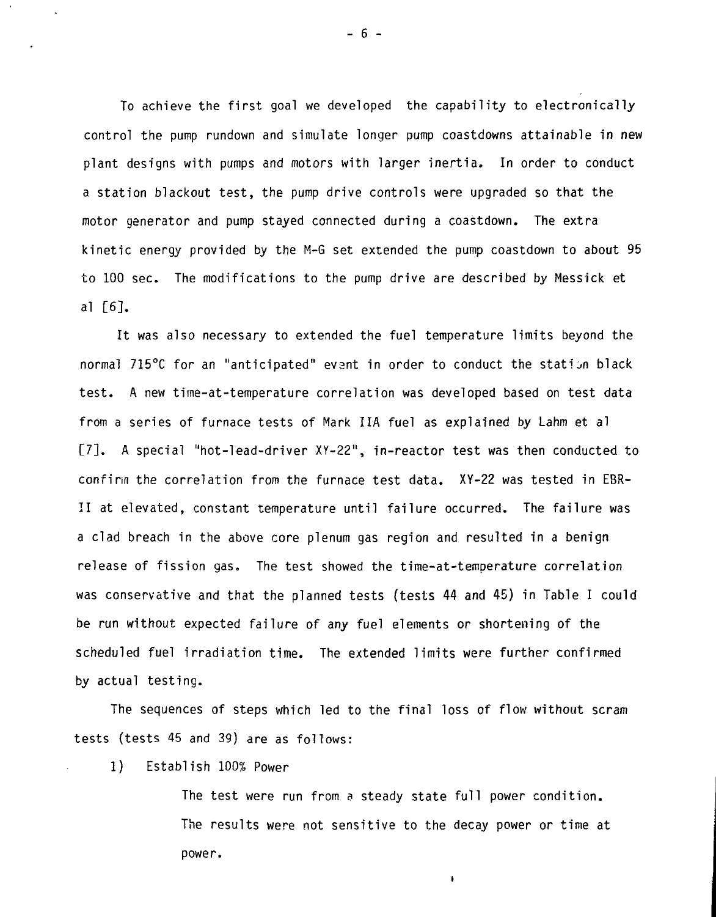To achieve the first goal we developed the capability to electronically control the pump rundown and simulate longer pump coastdowns attainable in new plant designs with pumps and motors with larger inertia. In order to conduct a station blackout test, the pump drive controls were upgraded so that the motor generator and pump stayed connected during a coastdown. The extra kinetic energy provided by the M-G set extended the pump coastdown to about 95 to 100 sec. The modifications to the pump drive are described by Messick et al [6].

It was also necessary to extended the fuel temperature limits beyond the normal 715°C for an "anticipated" event in order to conduct the station black test. A new time-at-temperature correlation was developed based on test data from a series of furnace tests of Mark IIA fuel as explained by Lahm et al [7]. A special "hot-lead-driver XY-22", in-reactor test was then conducted to confirm the correlation from the furnace test data. XY-22 was tested in EBR-II at elevated, constant temperature until failure occurred. The failure was a clad breach in the above core plenum gas region and resulted in a benign release of fission gas. The test showed the time-at-temperature correlation was conservative and that the planned tests (tests 44 and 45) in Table I could be run without expected failure of any fuel elements or shortening of the scheduled fuel irradiation time. The extended limits were further confirmed by actual testing.

The sequences of steps which led to the final loss of flow without scram tests (tests 45 and 39) are as follows:

1) Establish 100% Power

   The test were run from a steady state full power condition. The results were not sensitive to the decay power or time at power.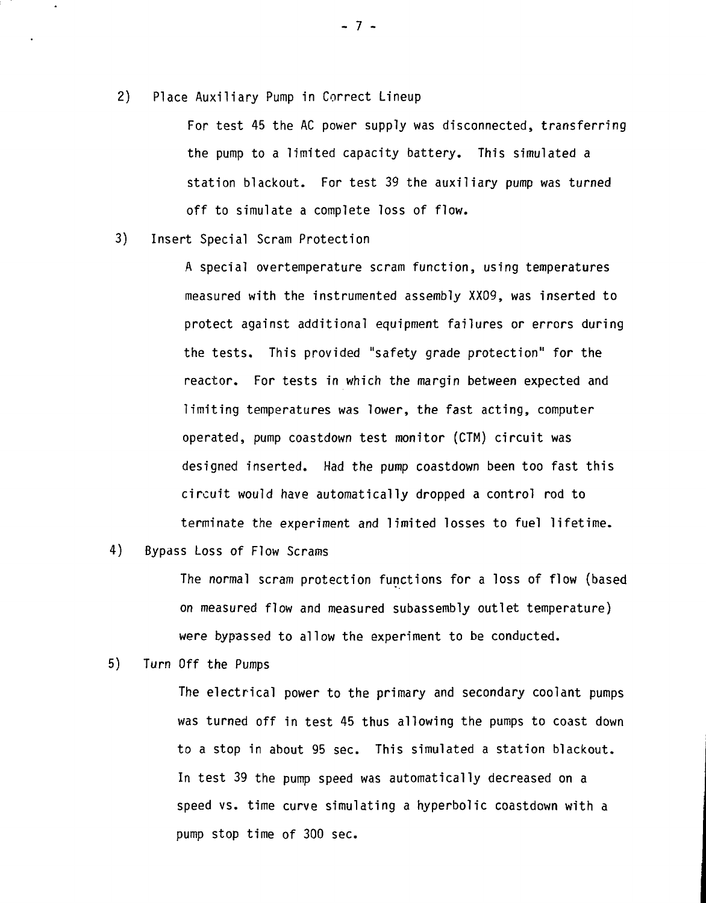2) Place Auxiliary Pump in Correct Lineup

For test 45 the AC power supply was disconnected, transferring the pump to a limited capacity battery. This simulated a station blackout. For test 39 the auxiliary pump was turned off to simulate a complete loss of flow.

3) Insert Special Scram Protection

A special overtemperature scram function, using temperatures measured with the instrumented assembly XX09, was inserted to protect against additional equipment failures or errors during the tests. This provided "safety grade protection" for the reactor. For tests in which the margin between expected and limiting temperatures was lower, the fast acting, computer operated, pump coastdown test monitor (CTM) circuit was designed inserted. Had the pump coastdown been too fast this circuit would have automatically dropped a control rod to terminate the experiment and limited losses to fuel lifetime.

4) Bypass Loss of Flow Scrams

The normal scram protection functions for a loss of flow (based on measured flow and measured subassembly outlet temperature) were bypassed to allow the experiment to be conducted.

5) Turn Off the Pumps

The electrical power to the primary and secondary coolant pumps was turned off in test 45 thus allowing the pumps to coast down to a stop in about 95 sec. This simulated a station blackout. In test 39 the pump speed was automatically decreased on a speed vs. time curve simulating a hyperbolic coastdown with a pump stop time of 300 sec.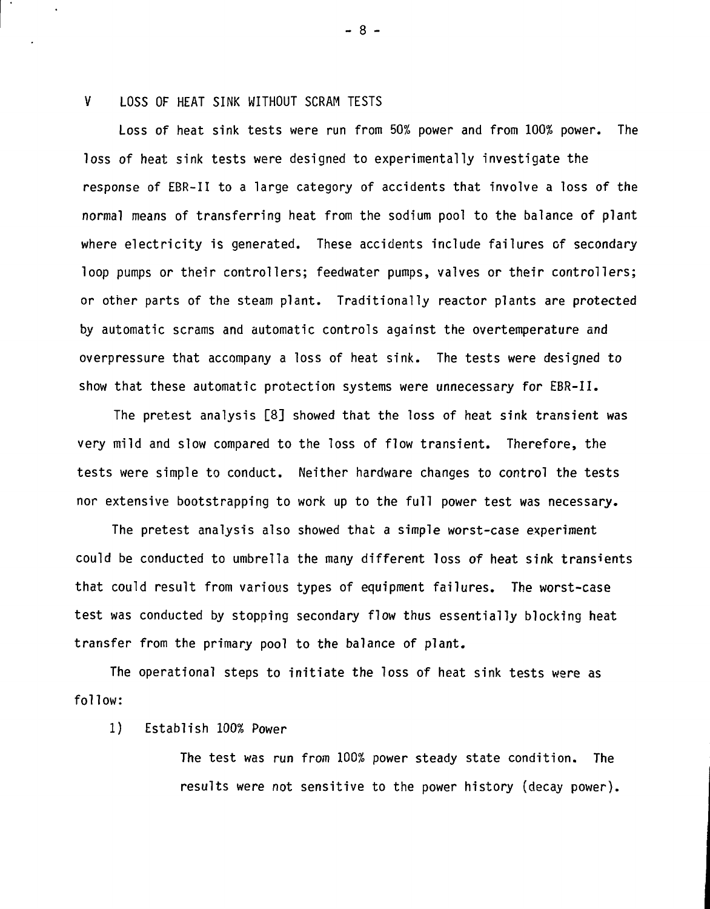## V LOSS OF HEAT SINK WITHOUT SCRAM TESTS

Loss of heat sink tests were run from 50% power and from 100% power. The loss of heat sink tests were designed to experimentally investigate the response of EBR-II to a large category of accidents that involve a loss of the normal means of transferring heat from the sodium pool to the balance of plant where electricity is generated. These accidents include failures of secondary loop pumps or their controllers; feedwater pumps, valves or their controllers; or other parts of the steam plant. Traditionally reactor plants are protected by automatic scrams and automatic controls against the overtemperature and overpressure that accompany a loss of heat sink. The tests were designed to show that these automatic protection systems were unnecessary for EBR-II.

The pretest analysis [8] showed that the loss of heat sink transient was very mild and slow compared to the loss of flow transient. Therefore, the tests were simple to conduct. Neither hardware changes to control the tests nor extensive bootstrapping to work up to the full power test was necessary.

The pretest analysis also showed that a simple worst-case experiment could be conducted to umbrella the many different loss of heat sink transients that could result from various types of equipment failures. The worst-case test was conducted by stopping secondary flow thus essentially blocking heat transfer from the primary pool to the balance of plant.

The operational steps to initiate the loss of heat sink tests were as follow:

1) Establish 100% Power

   The test was run from 100% power steady state condition. The results were not sensitive to the power history (decay power).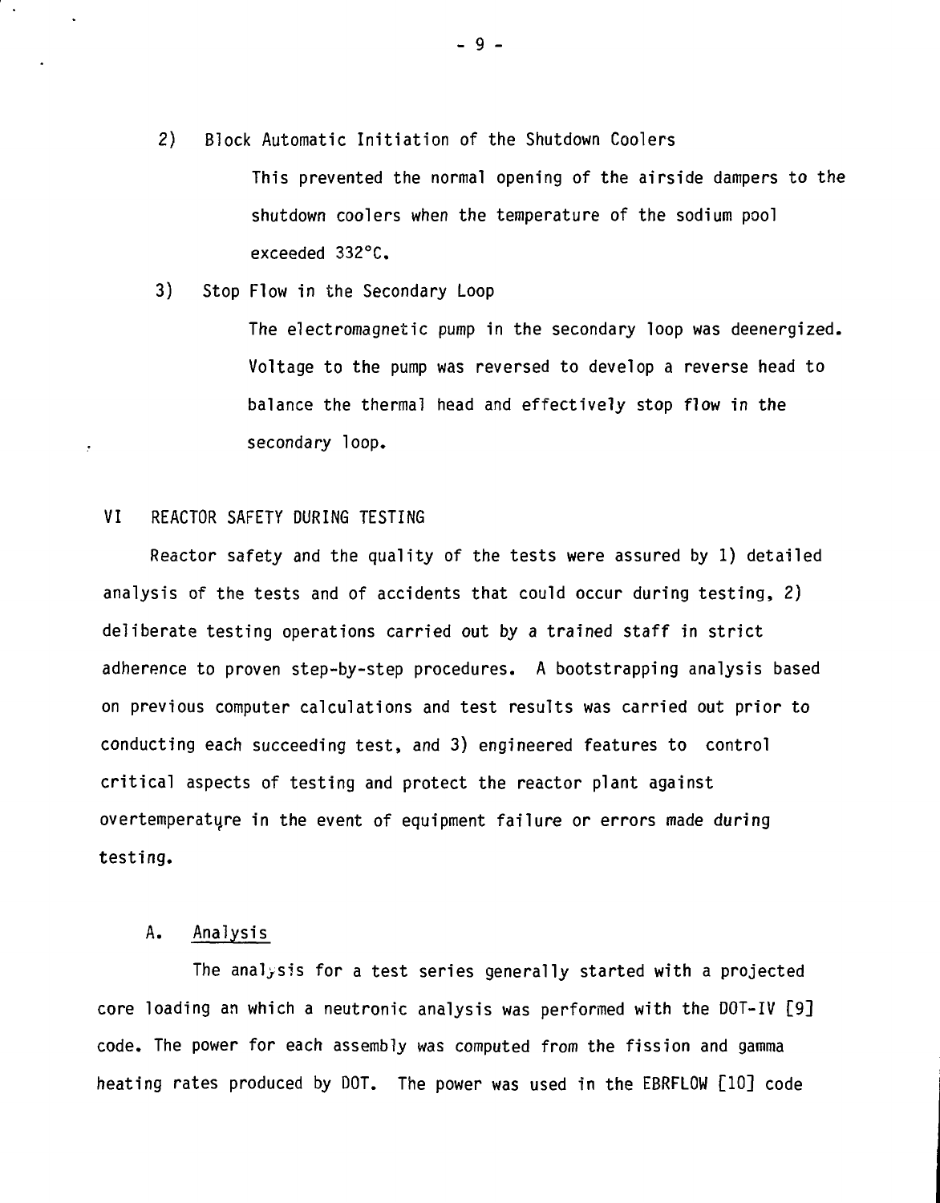2) Block Automatic Initiation of the Shutdown Coolers

   This prevented the normal opening of the airside dampers to the shutdown coolers when the temperature of the sodium pool exceeded 332°C.

3) Stop Flow in the Secondary Loop

   The electromagnetic pump in the secondary loop was deenergized. Voltage to the pump was reversed to develop a reverse head to balance the thermal head and effectively stop flow in the secondary loop.

## VI REACTOR SAFETY DURING TESTING

Reactor safety and the quality of the tests were assured by 1) detailed analysis of the tests and of accidents that could occur during testing, 2) deliberate testing operations carried out by a trained staff in strict adherence to proven step-by-step procedures. A bootstrapping analysis based on previous computer calculations and test results was carried out prior to conducting each succeeding test, and 3) engineered features to control critical aspects of testing and protect the reactor plant against overtemperature in the event of equipment failure or errors made during testing.

### A. Analysis

The analysis for a test series generally started with a projected core loading an which a neutronic analysis was performed with the DOT-IV [9] code. The power for each assembly was computed from the fission and gamma heating rates produced by DOT. The power was used in the EBRFLOW [10] code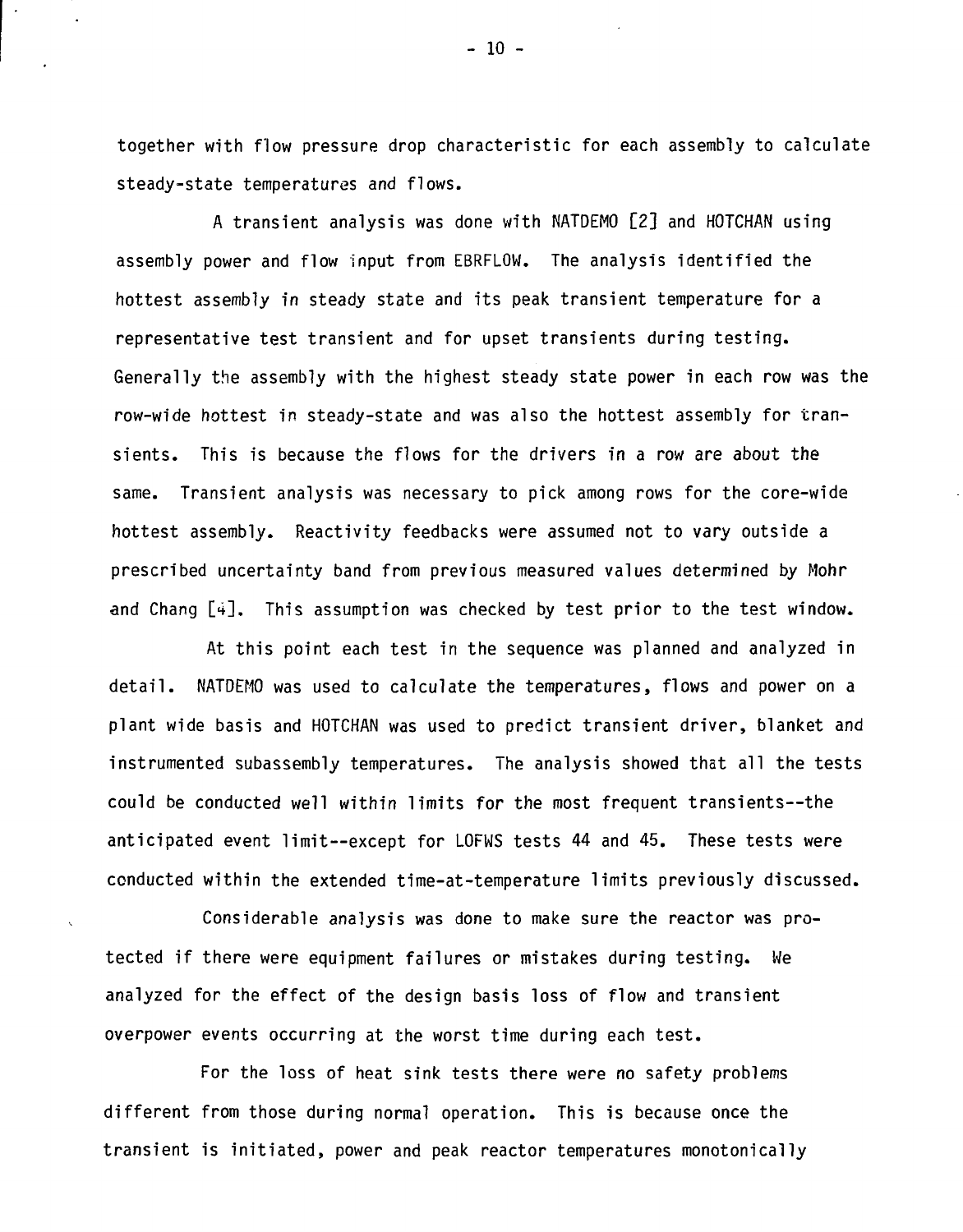together with flow pressure drop characteristic for each assembly to calculate steady-state temperatures and flows.

A transient analysis was done with NATDEMO [2] and HOTCHAN using assembly power and flow input from EBRFLOW. The analysis identified the hottest assembly in steady state and its peak transient temperature for a representative test transient and for upset transients during testing. Generally the assembly with the highest steady state power in each row was the row-wide hottest in steady-state and was also the hottest assembly for transients. This is because the flows for the drivers in a row are about the same. Transient analysis was necessary to pick among rows for the core-wide hottest assembly. Reactivity feedbacks were assumed not to vary outside a prescribed uncertainty band from previous measured values determined by Mohr and Chang [4]. This assumption was checked by test prior to the test window.

At this point each test in the sequence was planned and analyzed in detail. NATDEMO was used to calculate the temperatures, flows and power on a plant wide basis and HOTCHAN was used to predict transient driver, blanket and instrumented subassembly temperatures. The analysis showed that all the tests could be conducted well within limits for the most frequent transients--the anticipated event limit--except for LOFWS tests 44 and 45. These tests were conducted within the extended time-at-temperature limits previously discussed.

Considerable analysis was done to make sure the reactor was protected if there were equipment failures or mistakes during testing. We analyzed for the effect of the design basis loss of flow and transient overpower events occurring at the worst time during each test.

For the loss of heat sink tests there were no safety problems different from those during normal operation. This is because once the transient is initiated, power and peak reactor temperatures monotonically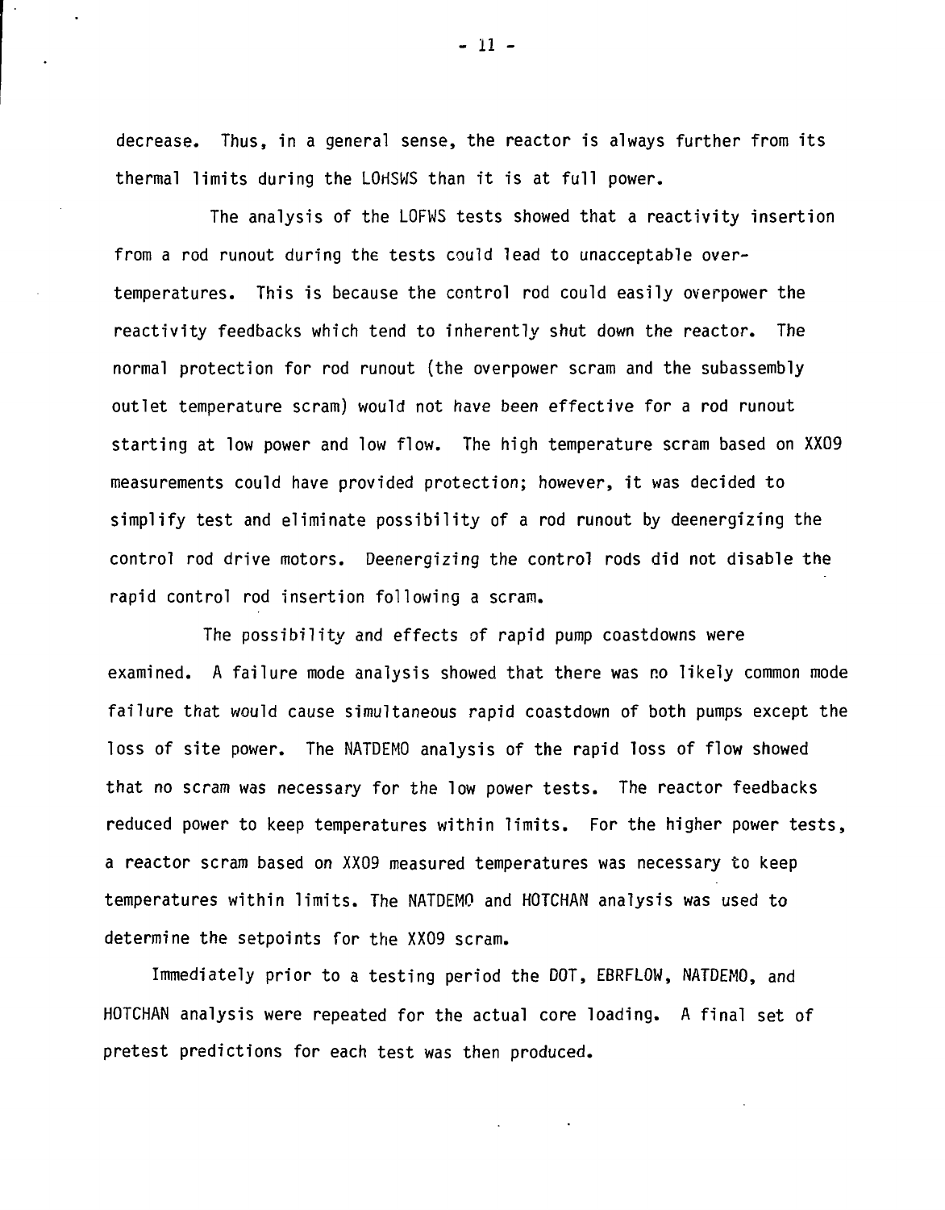decrease. Thus, in a general sense, the reactor is always further from its thermal limits during the LOHSWS than it is at full power.

The analysis of the LOFWS tests showed that a reactivity insertion from a rod runout during the tests could lead to unacceptable over-temperatures. This is because the control rod could easily overpower the reactivity feedbacks which tend to inherently shut down the reactor. The normal protection for rod runout (the overpower scram and the subassembly outlet temperature scram) would not have been effective for a rod runout starting at low power and low flow. The high temperature scram based on XX09 measurements could have provided protection; however, it was decided to simplify test and eliminate possibility of a rod runout by deenergizing the control rod drive motors. Deenergizing the control rods did not disable the rapid control rod insertion following a scram.

The possibility and effects of rapid pump coastdowns were examined. A failure mode analysis showed that there was no likely common mode failure that would cause simultaneous rapid coastdown of both pumps except the loss of site power. The NATDEMO analysis of the rapid loss of flow showed that no scram was necessary for the low power tests. The reactor feedbacks reduced power to keep temperatures within limits. For the higher power tests, a reactor scram based on XX09 measured temperatures was necessary to keep temperatures within limits. The NATDEMO and HOTCHAN analysis was used to determine the setpoints for the XX09 scram.

Immediately prior to a testing period the DOT, EBRFLOW, NATDEMO, and HOTCHAN analysis were repeated for the actual core loading. A final set of pretest predictions for each test was then produced.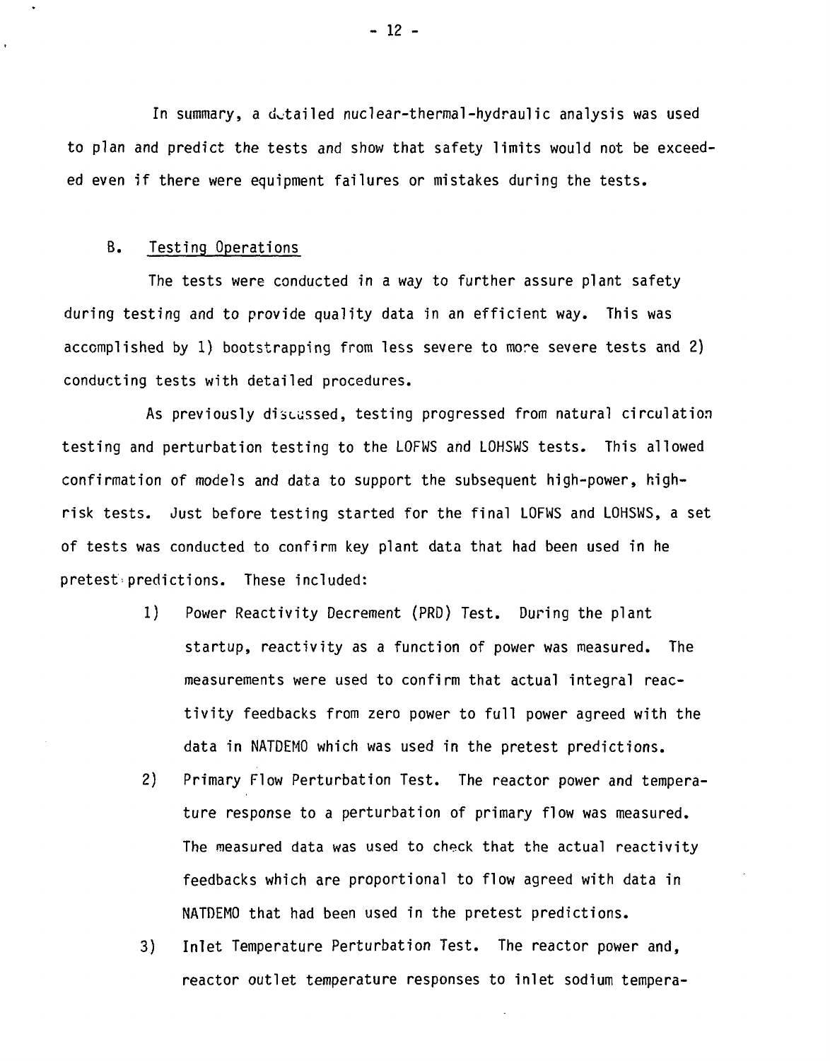In summary, a detailed nuclear-thermal-hydraulic analysis was used to plan and predict the tests and show that safety limits would not be exceeded even if there were equipment failures or mistakes during the tests.

## B. Testing Operations

The tests were conducted in a way to further assure plant safety during testing and to provide quality data in an efficient way. This was accomplished by 1) bootstrapping from less severe to more severe tests and 2) conducting tests with detailed procedures.

As previously discussed, testing progressed from natural circulation testing and perturbation testing to the LOFWS and LOHSWS tests. This allowed confirmation of models and data to support the subsequent high-power, high-risk tests. Just before testing started for the final LOFWS and LOHSWS, a set of tests was conducted to confirm key plant data that had been used in he pretest predictions. These included:

1) Power Reactivity Decrement (PRD) Test. During the plant startup, reactivity as a function of power was measured. The measurements were used to confirm that actual integral reactivity feedbacks from zero power to full power agreed with the data in NATDEMO which was used in the pretest predictions.
2) Primary Flow Perturbation Test. The reactor power and temperature response to a perturbation of primary flow was measured. The measured data was used to check that the actual reactivity feedbacks which are proportional to flow agreed with data in NATDEMO that had been used in the pretest predictions.
3) Inlet Temperature Perturbation Test. The reactor power and, reactor outlet temperature responses to inlet sodium tempera-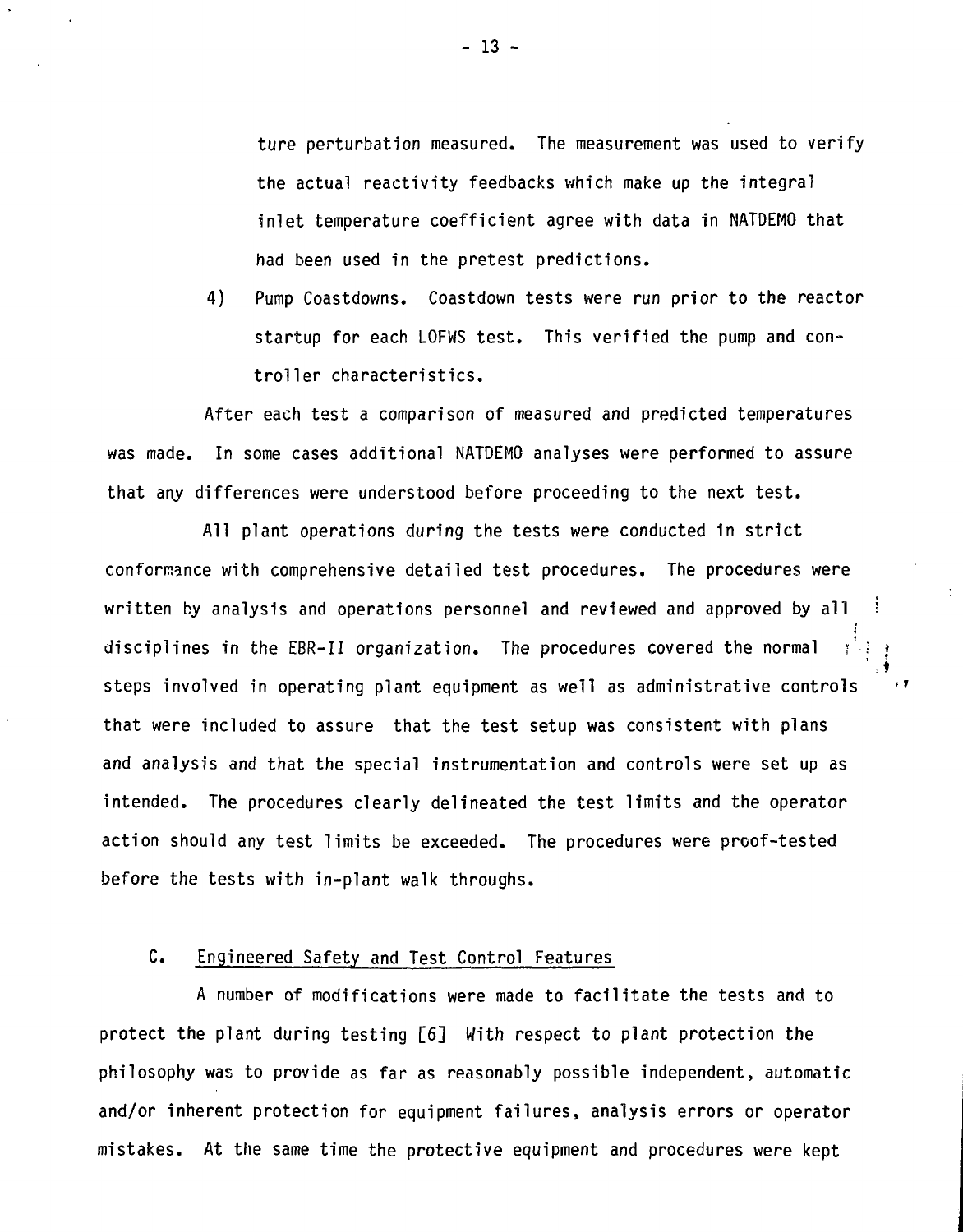ture perturbation measured. The measurement was used to verify the actual reactivity feedbacks which make up the integral inlet temperature coefficient agree with data in NATDEMO that had been used in the pretest predictions.

4) Pump Coastdowns. Coastdown tests were run prior to the reactor startup for each LOFWS test. This verified the pump and controller characteristics.

After each test a comparison of measured and predicted temperatures was made. In some cases additional NATDEMO analyses were performed to assure that any differences were understood before proceeding to the next test.

All plant operations during the tests were conducted in strict conformance with comprehensive detailed test procedures. The procedures were written by analysis and operations personnel and reviewed and approved by all disciplines in the EBR-II organization. The procedures covered the normal steps involved in operating plant equipment as well as administrative controls that were included to assure that the test setup was consistent with plans and analysis and that the special instrumentation and controls were set up as intended. The procedures clearly delineated the test limits and the operator action should any test limits be exceeded. The procedures were proof-tested before the tests with in-plant walk throughs.

### C. Engineered Safety and Test Control Features

A number of modifications were made to facilitate the tests and to protect the plant during testing [6] With respect to plant protection the philosophy was to provide as far as reasonably possible independent, automatic and/or inherent protection for equipment failures, analysis errors or operator mistakes. At the same time the protective equipment and procedures were kept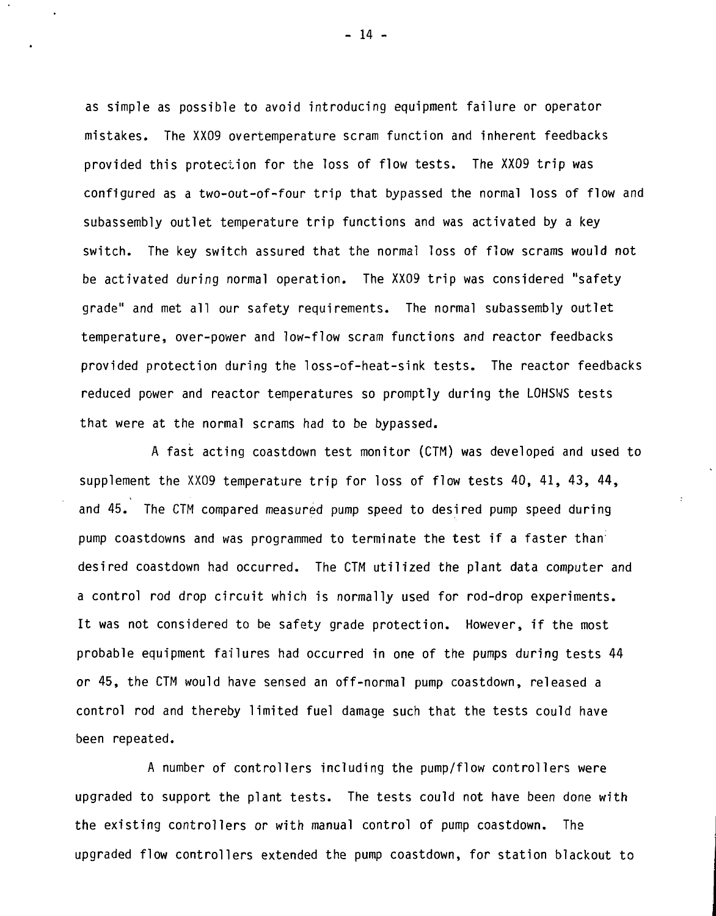as simple as possible to avoid introducing equipment failure or operator mistakes. The XX09 overtemperature scram function and inherent feedbacks provided this protection for the loss of flow tests. The XX09 trip was configured as a two-out-of-four trip that bypassed the normal loss of flow and subassembly outlet temperature trip functions and was activated by a key switch. The key switch assured that the normal loss of flow scrams would not be activated during normal operation. The XX09 trip was considered "safety grade" and met all our safety requirements. The normal subassembly outlet temperature, over-power and low-flow scram functions and reactor feedbacks provided protection during the loss-of-heat-sink tests. The reactor feedbacks reduced power and reactor temperatures so promptly during the LOHSWS tests that were at the normal scrams had to be bypassed.

A fast acting coastdown test monitor (CTM) was developed and used to supplement the XX09 temperature trip for loss of flow tests 40, 41, 43, 44, and 45. The CTM compared measured pump speed to desired pump speed during pump coastdowns and was programmed to terminate the test if a faster than desired coastdown had occurred. The CTM utilized the plant data computer and a control rod drop circuit which is normally used for rod-drop experiments. It was not considered to be safety grade protection. However, if the most probable equipment failures had occurred in one of the pumps during tests 44 or 45, the CTM would have sensed an off-normal pump coastdown, released a control rod and thereby limited fuel damage such that the tests could have been repeated.

A number of controllers including the pump/flow controllers were upgraded to support the plant tests. The tests could not have been done with the existing controllers or with manual control of pump coastdown. The upgraded flow controllers extended the pump coastdown, for station blackout to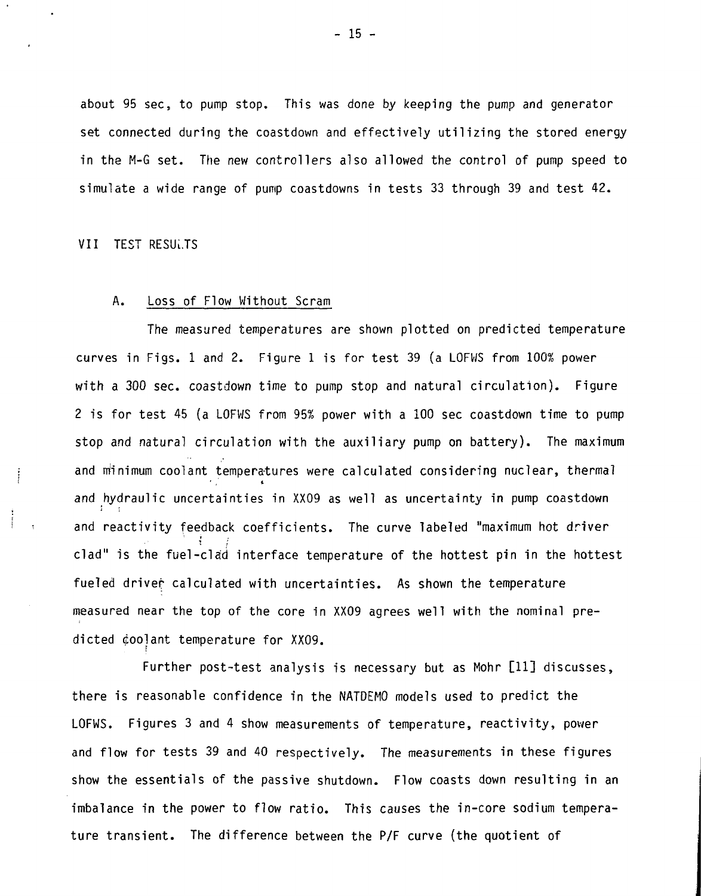about 95 sec, to pump stop. This was done by keeping the pump and generator set connected during the coastdown and effectively utilizing the stored energy in the M-G set. The new controllers also allowed the control of pump speed to simulate a wide range of pump coastdowns in tests 33 through 39 and test 42.

## VII TEST RESULTS

### A. Loss of Flow Without Scram

The measured temperatures are shown plotted on predicted temperature curves in Figs. 1 and 2. Figure 1 is for test 39 (a LOFWS from 100% power with a 300 sec. coastdown time to pump stop and natural circulation). Figure 2 is for test 45 (a LOFWS from 95% power with a 100 sec coastdown time to pump stop and natural circulation with the auxiliary pump on battery). The maximum and minimum coolant temperatures were calculated considering nuclear, thermal and hydraulic uncertainties in XX09 as well as uncertainty in pump coastdown and reactivity feedback coefficients. The curve labeled "maximum hot driver clad" is the fuel-clad interface temperature of the hottest pin in the hottest fueled driver calculated with uncertainties. As shown the temperature measured near the top of the core in XX09 agrees well with the nominal predicted coolant temperature for XX09.

Further post-test analysis is necessary but as Mohr [11] discusses, there is reasonable confidence in the NATDEMO models used to predict the LOFWS. Figures 3 and 4 show measurements of temperature, reactivity, power and flow for tests 39 and 40 respectively. The measurements in these figures show the essentials of the passive shutdown. Flow coasts down resulting in an imbalance in the power to flow ratio. This causes the in-core sodium temperature transient. The difference between the P/F curve (the quotient of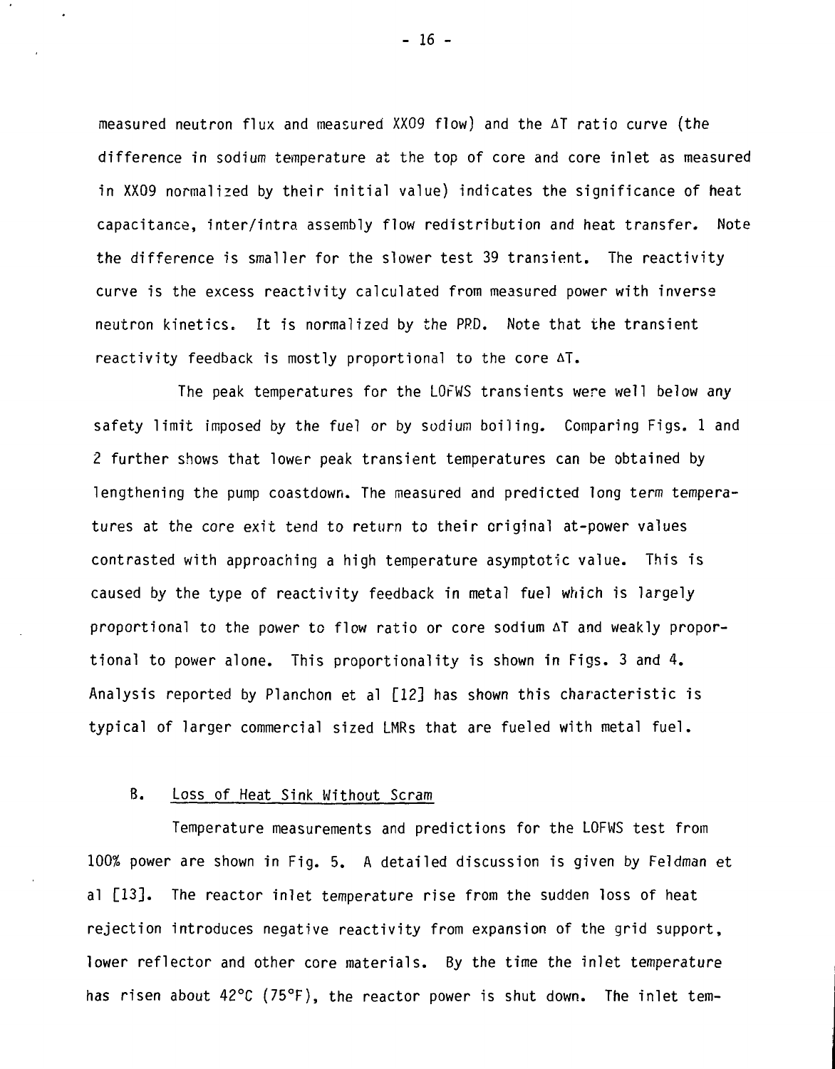measured neutron flux and measured XX09 flow) and the ΔT ratio curve (the difference in sodium temperature at the top of core and core inlet as measured in XX09 normalized by their initial value) indicates the significance of heat capacitance, inter/intra assembly flow redistribution and heat transfer. Note the difference is smaller for the slower test 39 transient. The reactivity curve is the excess reactivity calculated from measured power with inverse neutron kinetics. It is normalized by the PRD. Note that the transient reactivity feedback is mostly proportional to the core ΔT.

The peak temperatures for the LOFWS transients were well below any safety limit imposed by the fuel or by sodium boiling. Comparing Figs. 1 and 2 further shows that lower peak transient temperatures can be obtained by lengthening the pump coastdown. The measured and predicted long term temperatures at the core exit tend to return to their original at-power values contrasted with approaching a high temperature asymptotic value. This is caused by the type of reactivity feedback in metal fuel which is largely proportional to the power to flow ratio or core sodium ΔT and weakly proportional to power alone. This proportionality is shown in Figs. 3 and 4. Analysis reported by Planchon et al [12] has shown this characteristic is typical of larger commercial sized LMRs that are fueled with metal fuel.

## B. Loss of Heat Sink Without Scram

Temperature measurements and predictions for the LOFWS test from 100% power are shown in Fig. 5. A detailed discussion is given by Feldman et al [13]. The reactor inlet temperature rise from the sudden loss of heat rejection introduces negative reactivity from expansion of the grid support, lower reflector and other core materials. By the time the inlet temperature has risen about 42°C (75°F), the reactor power is shut down. The inlet tem-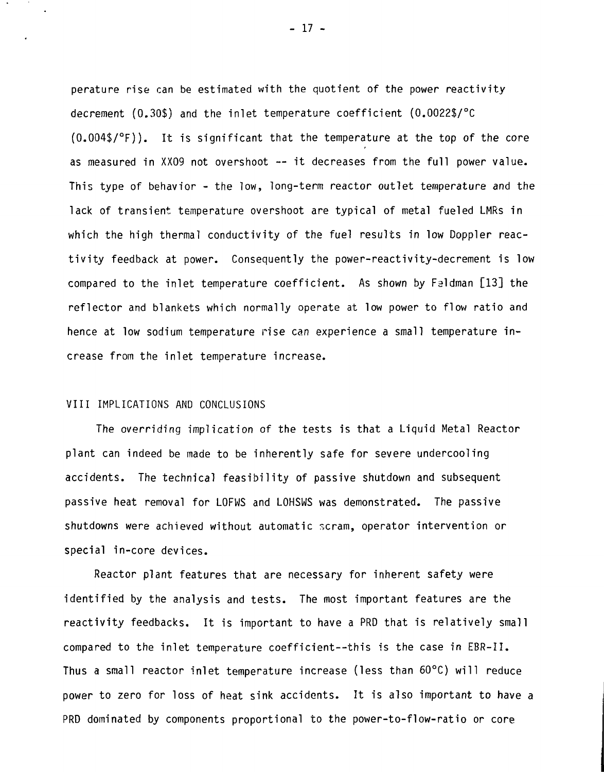perature rise can be estimated with the quotient of the power reactivity decrement (0.30$) and the inlet temperature coefficient (0.0022$/°C (0.004$/°F)). It is significant that the temperature at the top of the core as measured in XX09 not overshoot -- it decreases from the full power value. This type of behavior - the low, long-term reactor outlet temperature and the lack of transient temperature overshoot are typical of metal fueled LMRs in which the high thermal conductivity of the fuel results in low Doppler reactivity feedback at power. Consequently the power-reactivity-decrement is low compared to the inlet temperature coefficient. As shown by Feldman [13] the reflector and blankets which normally operate at low power to flow ratio and hence at low sodium temperature rise can experience a small temperature increase from the inlet temperature increase.

## VIII IMPLICATIONS AND CONCLUSIONS

The overriding implication of the tests is that a Liquid Metal Reactor plant can indeed be made to be inherently safe for severe undercooling accidents. The technical feasibility of passive shutdown and subsequent passive heat removal for LOFWS and LOHSWS was demonstrated. The passive shutdowns were achieved without automatic scram, operator intervention or special in-core devices.

Reactor plant features that are necessary for inherent safety were identified by the analysis and tests. The most important features are the reactivity feedbacks. It is important to have a PRD that is relatively small compared to the inlet temperature coefficient--this is the case in EBR-II. Thus a small reactor inlet temperature increase (less than 60°C) will reduce power to zero for loss of heat sink accidents. It is also important to have a PRD dominated by components proportional to the power-to-flow-ratio or core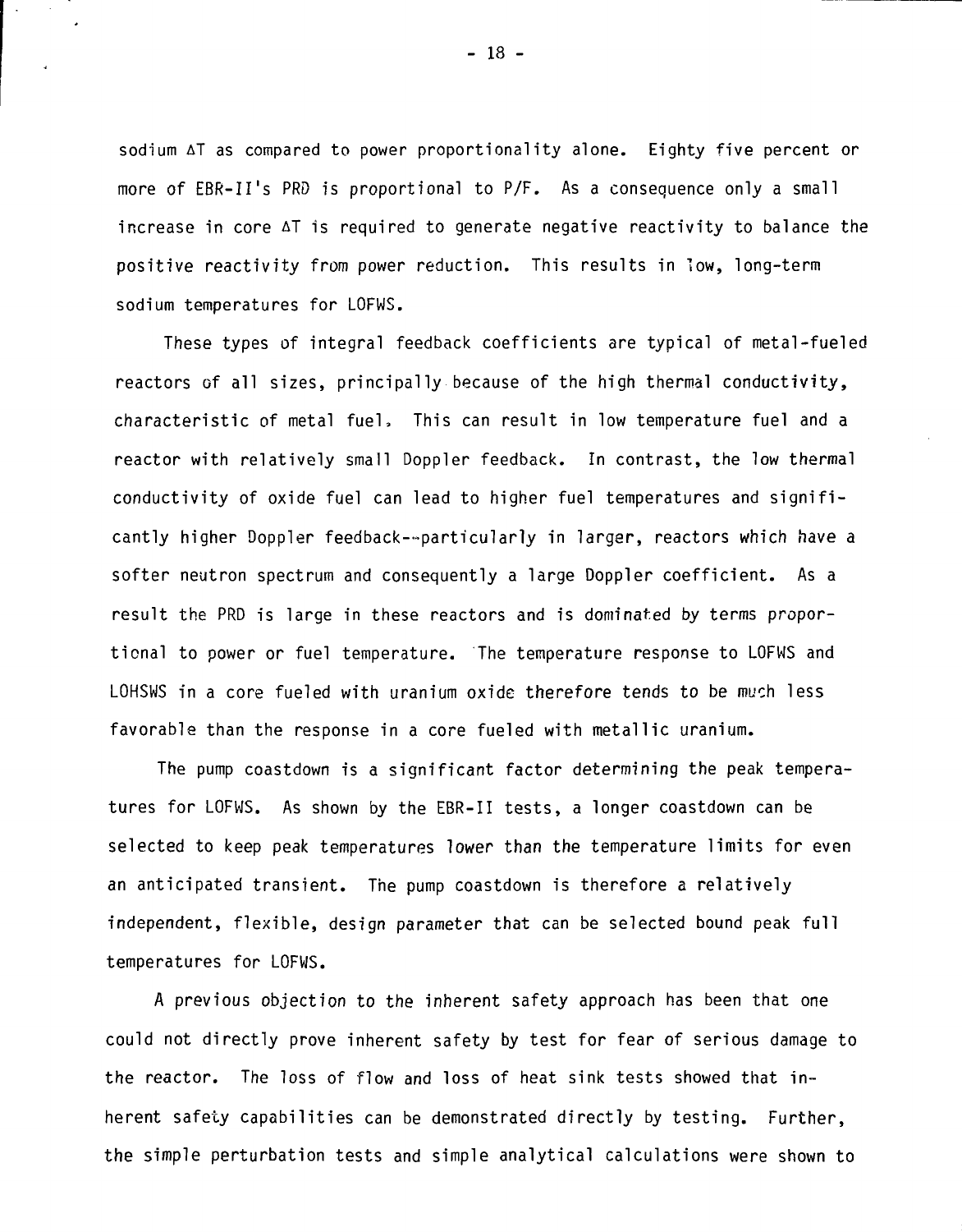sodium $\Delta T$ as compared to power proportionality alone. Eighty five percent or more of EBR-II's PRD is proportional to P/F. As a consequence only a small increase in core $\Delta T$ is required to generate negative reactivity to balance the positive reactivity from power reduction. This results in low, long-term sodium temperatures for LOFWS.

These types of integral feedback coefficients are typical of metal-fueled reactors of all sizes, principally because of the high thermal conductivity, characteristic of metal fuel. This can result in low temperature fuel and a reactor with relatively small Doppler feedback. In contrast, the low thermal conductivity of oxide fuel can lead to higher fuel temperatures and significantly higher Doppler feedback--particularly in larger, reactors which have a softer neutron spectrum and consequently a large Doppler coefficient. As a result the PRD is large in these reactors and is dominated by terms proportional to power or fuel temperature. The temperature response to LOFWS and LOHSWS in a core fueled with uranium oxide therefore tends to be much less favorable than the response in a core fueled with metallic uranium.

The pump coastdown is a significant factor determining the peak temperatures for LOFWS. As shown by the EBR-II tests, a longer coastdown can be selected to keep peak temperatures lower than the temperature limits for even an anticipated transient. The pump coastdown is therefore a relatively independent, flexible, design parameter that can be selected bound peak full temperatures for LOFWS.

A previous objection to the inherent safety approach has been that one could not directly prove inherent safety by test for fear of serious damage to the reactor. The loss of flow and loss of heat sink tests showed that inherent safety capabilities can be demonstrated directly by testing. Further, the simple perturbation tests and simple analytical calculations were shown to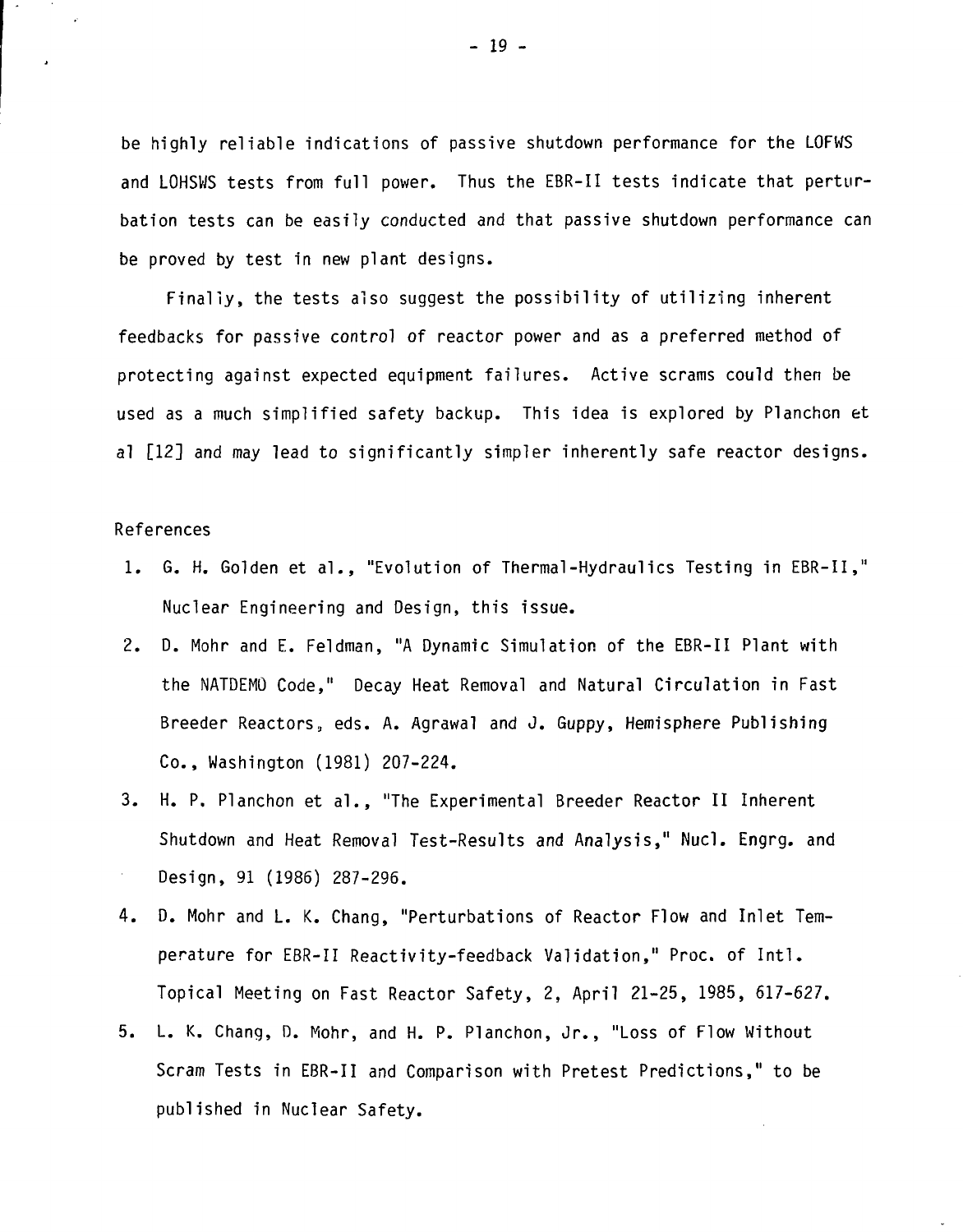be highly reliable indications of passive shutdown performance for the LOFWS and LOHSWS tests from full power. Thus the EBR-II tests indicate that perturbation tests can be easily conducted and that passive shutdown performance can be proved by test in new plant designs.

Finally, the tests also suggest the possibility of utilizing inherent feedbacks for passive control of reactor power and as a preferred method of protecting against expected equipment failures. Active scrams could then be used as a much simplified safety backup. This idea is explored by Planchon et al [12] and may lead to significantly simpler inherently safe reactor designs.

## References

1. G. H. Golden et al., "Evolution of Thermal-Hydraulics Testing in EBR-II," Nuclear Engineering and Design, this issue.
2. D. Mohr and E. Feldman, "A Dynamic Simulation of the EBR-II Plant with the NATDEMO Code," Decay Heat Removal and Natural Circulation in Fast Breeder Reactors, eds. A. Agrawal and J. Guppy, Hemisphere Publishing Co., Washington (1981) 207-224.
3. H. P. Planchon et al., "The Experimental Breeder Reactor II Inherent Shutdown and Heat Removal Test-Results and Analysis," Nucl. Engrg. and Design, 91 (1986) 287-296.
4. D. Mohr and L. K. Chang, "Perturbations of Reactor Flow and Inlet Temperature for EBR-II Reactivity-feedback Validation," Proc. of Intl. Topical Meeting on Fast Reactor Safety, 2, April 21-25, 1985, 617-627.
5. L. K. Chang, D. Mohr, and H. P. Planchon, Jr., "Loss of Flow Without Scram Tests in EBR-II and Comparison with Pretest Predictions," to be published in Nuclear Safety.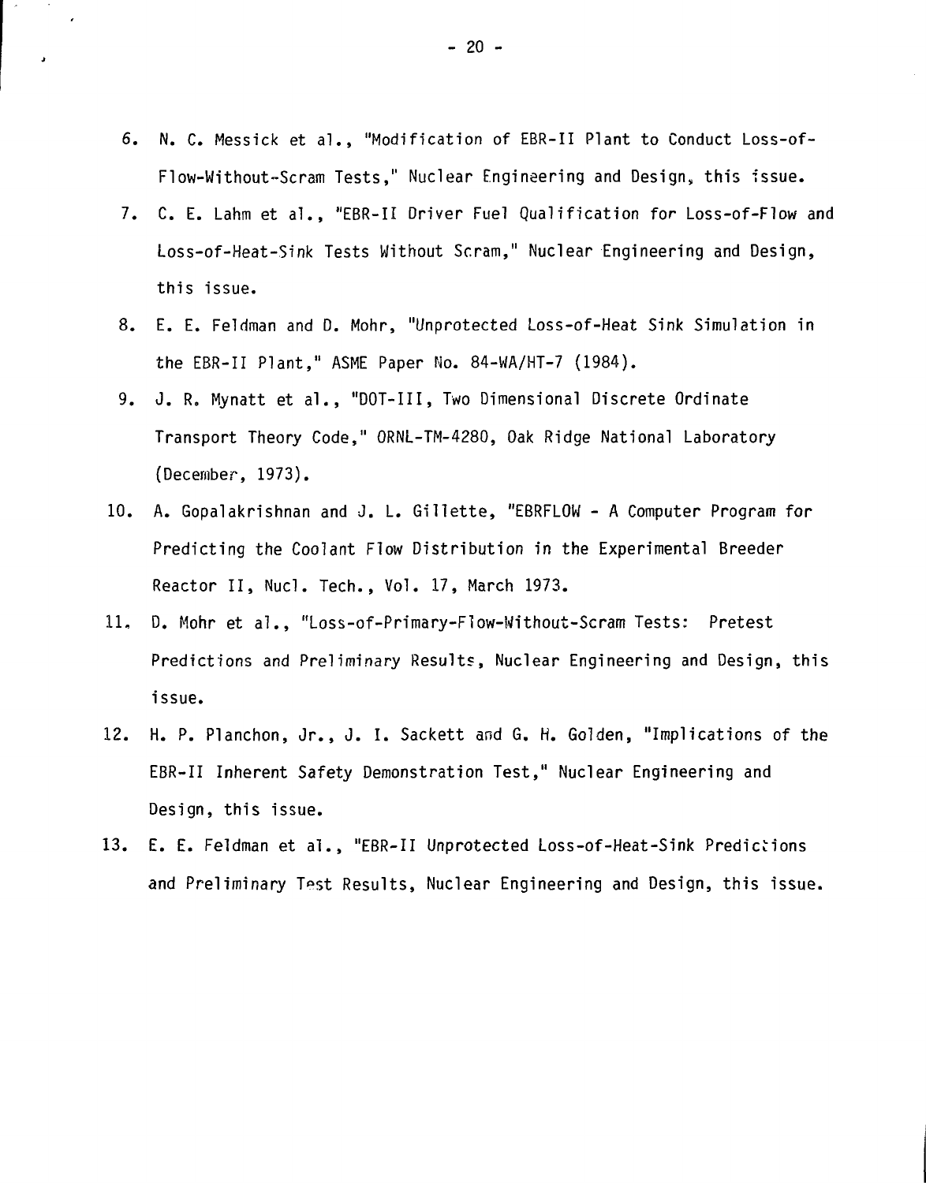6. N. C. Messick et al., "Modification of EBR-II Plant to Conduct Loss-of-Flow-Without-Scram Tests," Nuclear Engineering and Design, this issue.

7. C. E. Lahm et al., "EBR-II Driver Fuel Qualification for Loss-of-Flow and Loss-of-Heat-Sink Tests Without Scram," Nuclear Engineering and Design, this issue.

8. E. E. Feldman and D. Mohr, "Unprotected Loss-of-Heat Sink Simulation in the EBR-II Plant," ASME Paper No. 84-WA/HT-7 (1984).

9. J. R. Mynatt et al., "DOT-III, Two Dimensional Discrete Ordinate Transport Theory Code," ORNL-TM-4280, Oak Ridge National Laboratory (December, 1973).

10. A. Gopalakrishnan and J. L. Gillette, "EBRFLOW - A Computer Program for Predicting the Coolant Flow Distribution in the Experimental Breeder Reactor II, Nucl. Tech., Vol. 17, March 1973.

11. D. Mohr et al., "Loss-of-Primary-Flow-Without-Scram Tests: Pretest Predictions and Preliminary Results, Nuclear Engineering and Design, this issue.

12. H. P. Planchon, Jr., J. I. Sackett and G. H. Golden, "Implications of the EBR-II Inherent Safety Demonstration Test," Nuclear Engineering and Design, this issue.

13. E. E. Feldman et al., "EBR-II Unprotected Loss-of-Heat-Sink Predictions and Preliminary Test Results, Nuclear Engineering and Design, this issue.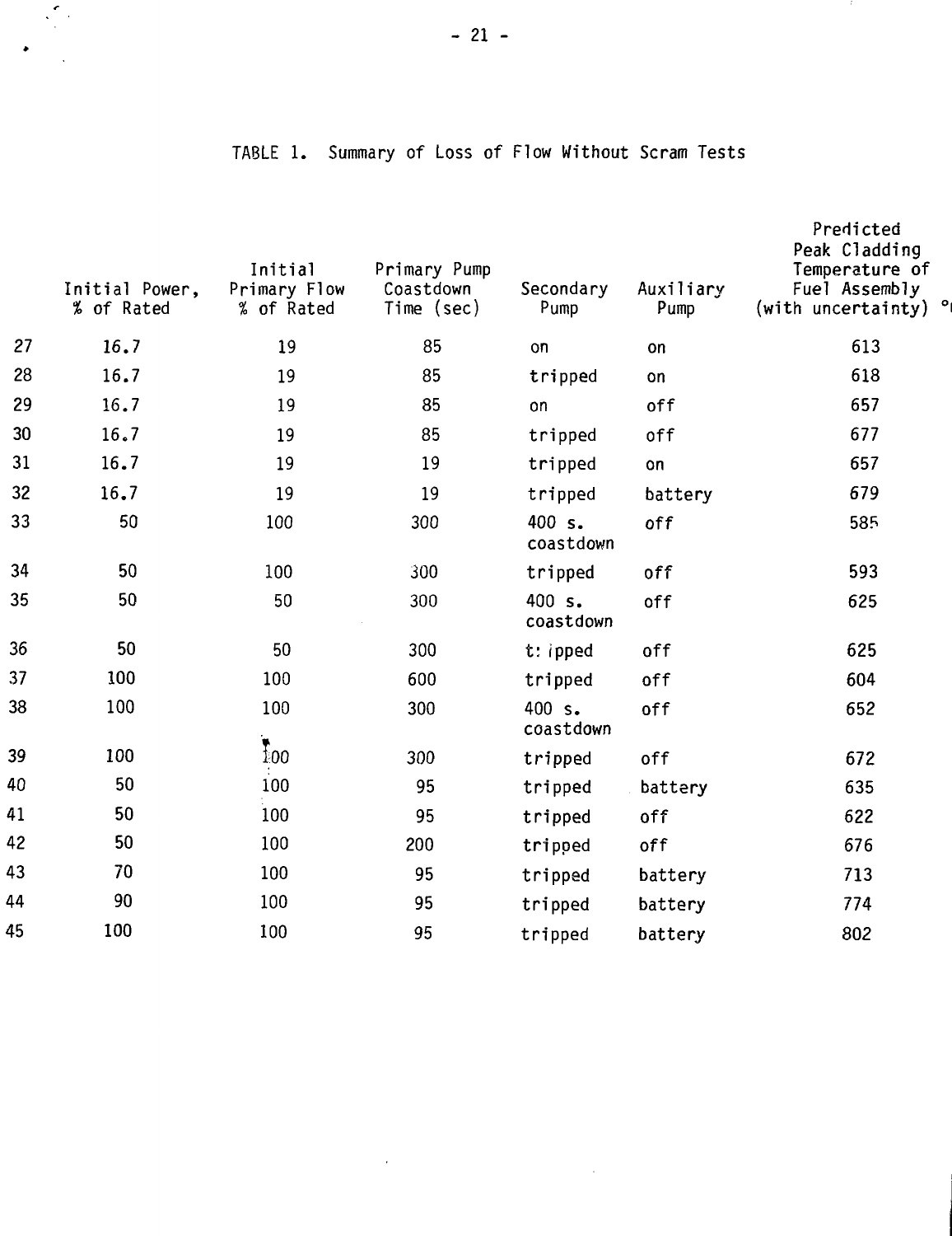TABLE 1. Summary of Loss of Flow Without Scram Tests

| | Initial Power, % of Rated | Initial Primary Flow % of Rated | Primary Pump Coastdown Time (sec) | Secondary Pump | Auxiliary Pump | Predicted Peak Cladding Temperature of Fuel Assembly (with uncertainty) °F |
|---|---|---|---|---|---|---|
| 27 | 16.7 | 19 | 85 | on | on | 613 |
| 28 | 16.7 | 19 | 85 | tripped | on | 618 |
| 29 | 16.7 | 19 | 85 | on | off | 657 |
| 30 | 16.7 | 19 | 85 | tripped | off | 677 |
| 31 | 16.7 | 19 | 19 | tripped | on | 657 |
| 32 | 16.7 | 19 | 19 | tripped | battery | 679 |
| 33 | 50 | 100 | 300 | 400 s. coastdown | off | 585 |
| 34 | 50 | 100 | 300 | tripped | off | 593 |
| 35 | 50 | 50 | 300 | 400 s. coastdown | off | 625 |
| 36 | 50 | 50 | 300 | tripped | off | 625 |
| 37 | 100 | 100 | 600 | tripped | off | 604 |
| 38 | 100 | 100 | 300 | 400 s. coastdown | off | 652 |
| 39 | 100 | 100 | 300 | tripped | off | 672 |
| 40 | 50 | 100 | 95 | tripped | battery | 635 |
| 41 | 50 | 100 | 95 | tripped | off | 622 |
| 42 | 50 | 100 | 200 | tripped | off | 676 |
| 43 | 70 | 100 | 95 | tripped | battery | 713 |
| 44 | 90 | 100 | 95 | tripped | battery | 774 |
| 45 | 100 | 100 | 95 | tripped | battery | 802 |